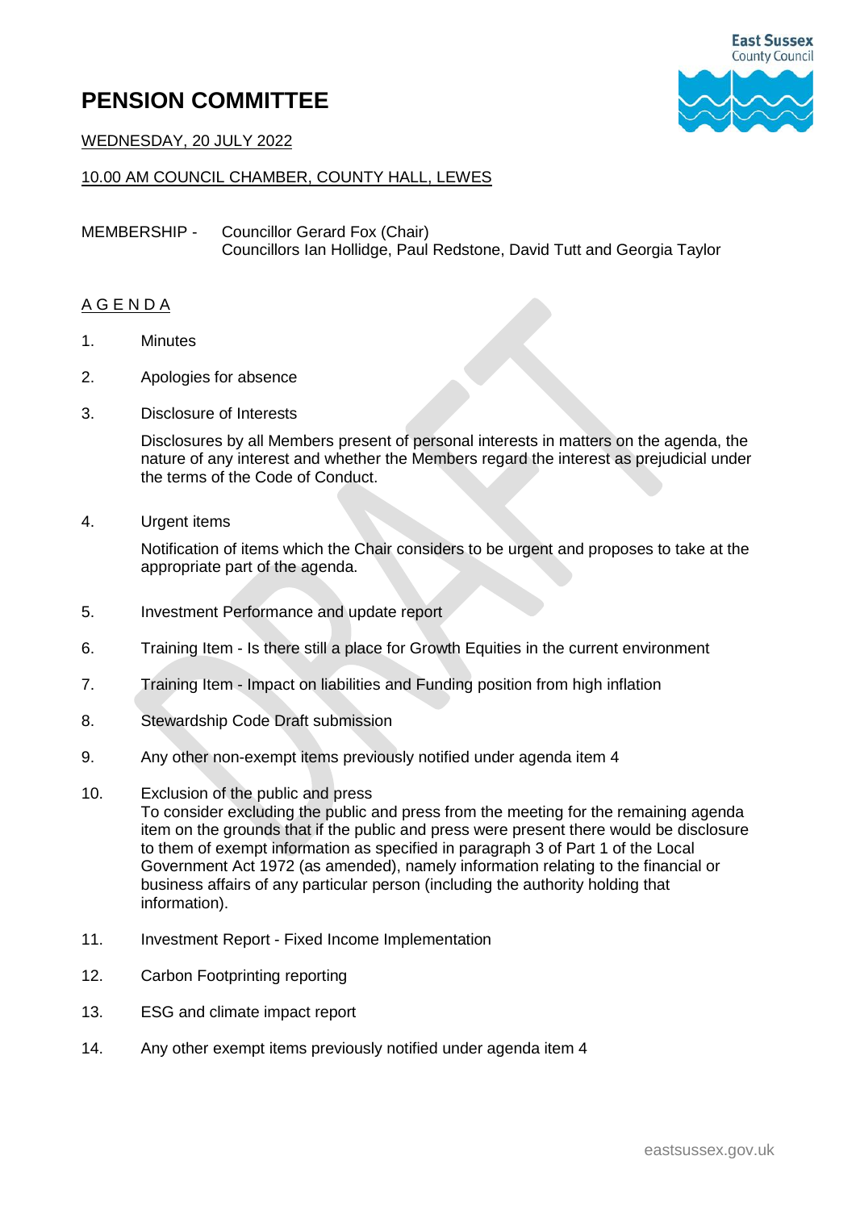# PENSION COMMITTEE

WEDNESDAY, 20 JULY 2022

10.00 AM COUNCIL CHAMBER, COUNTY HALL, LEWES

MEMBERSHIP - Councillor Gerard Fox (Chair)
Councillors Ian Hollidge, Paul Redstone, David Tutt and Georgia Taylor

## A G E N D A

1. Minutes

2. Apologies for absence

3. Disclosure of Interests

   Disclosures by all Members present of personal interests in matters on the agenda, the nature of any interest and whether the Members regard the interest as prejudicial under the terms of the Code of Conduct.

4. Urgent items

   Notification of items which the Chair considers to be urgent and proposes to take at the appropriate part of the agenda.

5. Investment Performance and update report

6. Training Item - Is there still a place for Growth Equities in the current environment

7. Training Item - Impact on liabilities and Funding position from high inflation

8. Stewardship Code Draft submission

9. Any other non-exempt items previously notified under agenda item 4

10. Exclusion of the public and press
    To consider excluding the public and press from the meeting for the remaining agenda item on the grounds that if the public and press were present there would be disclosure to them of exempt information as specified in paragraph 3 of Part 1 of the Local Government Act 1972 (as amended), namely information relating to the financial or business affairs of any particular person (including the authority holding that information).

11. Investment Report - Fixed Income Implementation

12. Carbon Footprinting reporting

13. ESG and climate impact report

14. Any other exempt items previously notified under agenda item 4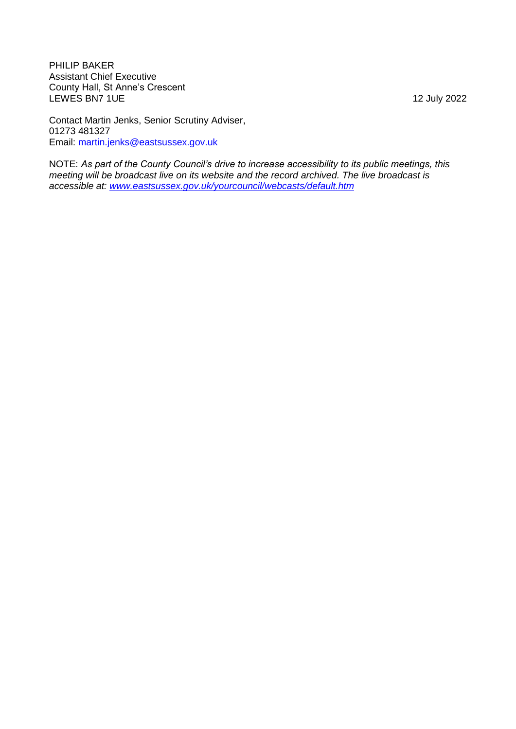PHILIP BAKER  
Assistant Chief Executive  
County Hall, St Anne's Crescent  
LEWES BN7 1UE

12 July 2022

Contact Martin Jenks, Senior Scrutiny Adviser,  
01273 481327  
Email: martin.jenks@eastsussex.gov.uk

NOTE: *As part of the County Council's drive to increase accessibility to its public meetings, this meeting will be broadcast live on its website and the record archived. The live broadcast is accessible at: www.eastsussex.gov.uk/yourcouncil/webcasts/default.htm*